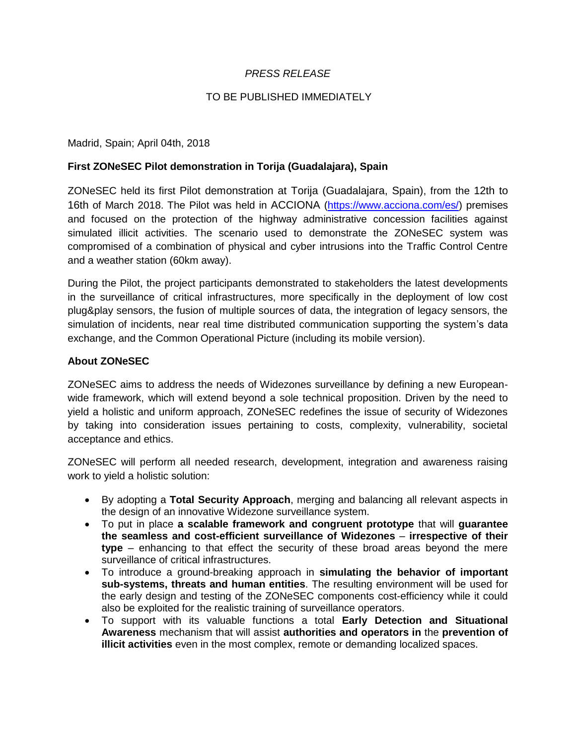*PRESS RELEASE*

TO BE PUBLISHED IMMEDIATELY

Madrid, Spain; April 04th, 2018

**First ZONeSEC Pilot demonstration in Torija (Guadalajara), Spain**

ZONeSEC held its first Pilot demonstration at Torija (Guadalajara, Spain), from the 12th to 16th of March 2018. The Pilot was held in ACCIONA (https://www.acciona.com/es/) premises and focused on the protection of the highway administrative concession facilities against simulated illicit activities. The scenario used to demonstrate the ZONeSEC system was compromised of a combination of physical and cyber intrusions into the Traffic Control Centre and a weather station (60km away).

During the Pilot, the project participants demonstrated to stakeholders the latest developments in the surveillance of critical infrastructures, more specifically in the deployment of low cost plug&play sensors, the fusion of multiple sources of data, the integration of legacy sensors, the simulation of incidents, near real time distributed communication supporting the system's data exchange, and the Common Operational Picture (including its mobile version).

**About ZONeSEC**

ZONeSEC aims to address the needs of Widezones surveillance by defining a new European-wide framework, which will extend beyond a sole technical proposition. Driven by the need to yield a holistic and uniform approach, ZONeSEC redefines the issue of security of Widezones by taking into consideration issues pertaining to costs, complexity, vulnerability, societal acceptance and ethics.

ZONeSEC will perform all needed research, development, integration and awareness raising work to yield a holistic solution:

- By adopting a **Total Security Approach**, merging and balancing all relevant aspects in the design of an innovative Widezone surveillance system.
- To put in place **a scalable framework and congruent prototype** that will **guarantee the seamless and cost-efficient surveillance of Widezones** – **irrespective of their type** – enhancing to that effect the security of these broad areas beyond the mere surveillance of critical infrastructures.
- To introduce a ground-breaking approach in **simulating the behavior of important sub-systems, threats and human entities**. The resulting environment will be used for the early design and testing of the ZONeSEC components cost-efficiency while it could also be exploited for the realistic training of surveillance operators.
- To support with its valuable functions a total **Early Detection and Situational Awareness** mechanism that will assist **authorities and operators in** the **prevention of illicit activities** even in the most complex, remote or demanding localized spaces.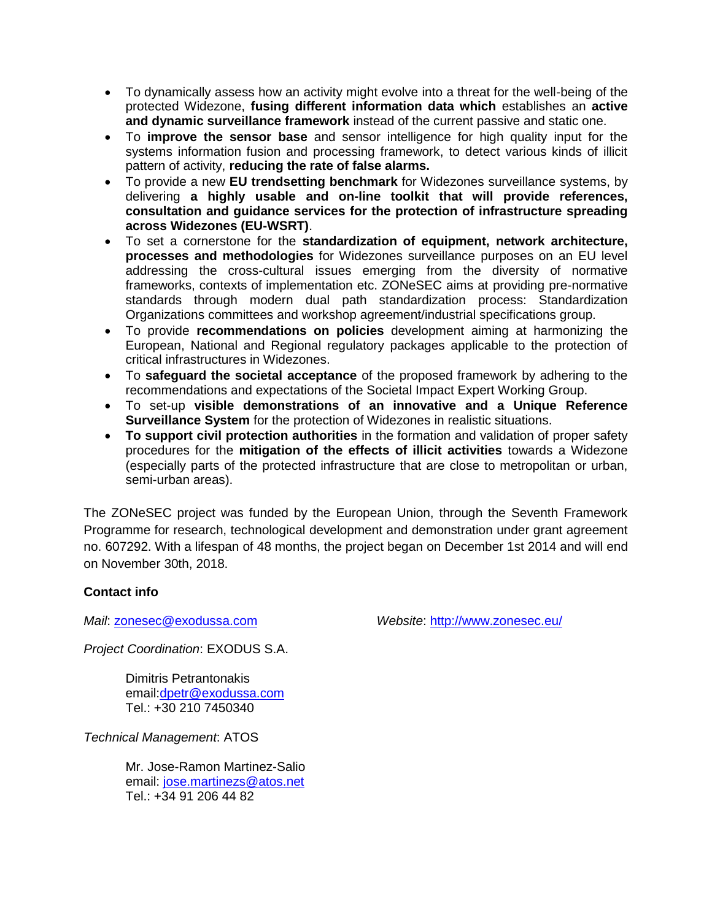- To dynamically assess how an activity might evolve into a threat for the well-being of the protected Widezone, **fusing different information data which** establishes an **active and dynamic surveillance framework** instead of the current passive and static one.
- To **improve the sensor base** and sensor intelligence for high quality input for the systems information fusion and processing framework, to detect various kinds of illicit pattern of activity, **reducing the rate of false alarms.**
- To provide a new **EU trendsetting benchmark** for Widezones surveillance systems, by delivering **a highly usable and on-line toolkit that will provide references, consultation and guidance services for the protection of infrastructure spreading across Widezones (EU-WSRT)**.
- To set a cornerstone for the **standardization of equipment, network architecture, processes and methodologies** for Widezones surveillance purposes on an EU level addressing the cross-cultural issues emerging from the diversity of normative frameworks, contexts of implementation etc. ZONeSEC aims at providing pre-normative standards through modern dual path standardization process: Standardization Organizations committees and workshop agreement/industrial specifications group.
- To provide **recommendations on policies** development aiming at harmonizing the European, National and Regional regulatory packages applicable to the protection of critical infrastructures in Widezones.
- To **safeguard the societal acceptance** of the proposed framework by adhering to the recommendations and expectations of the Societal Impact Expert Working Group.
- To set-up **visible demonstrations of an innovative and a Unique Reference Surveillance System** for the protection of Widezones in realistic situations.
- **To support civil protection authorities** in the formation and validation of proper safety procedures for the **mitigation of the effects of illicit activities** towards a Widezone (especially parts of the protected infrastructure that are close to metropolitan or urban, semi-urban areas).

The ZONeSEC project was funded by the European Union, through the Seventh Framework Programme for research, technological development and demonstration under grant agreement no. 607292. With a lifespan of 48 months, the project began on December 1st 2014 and will end on November 30th, 2018.

**Contact info**

*Mail*: zonesec@exodussa.com

*Website*: http://www.zonesec.eu/

*Project Coordination*: EXODUS S.A.

Dimitris Petrantonakis
email:dpetr@exodussa.com
Tel.: +30 210 7450340

*Technical Management*: ATOS

Mr. Jose-Ramon Martinez-Salio
email: jose.martinezs@atos.net
Tel.: +34 91 206 44 82